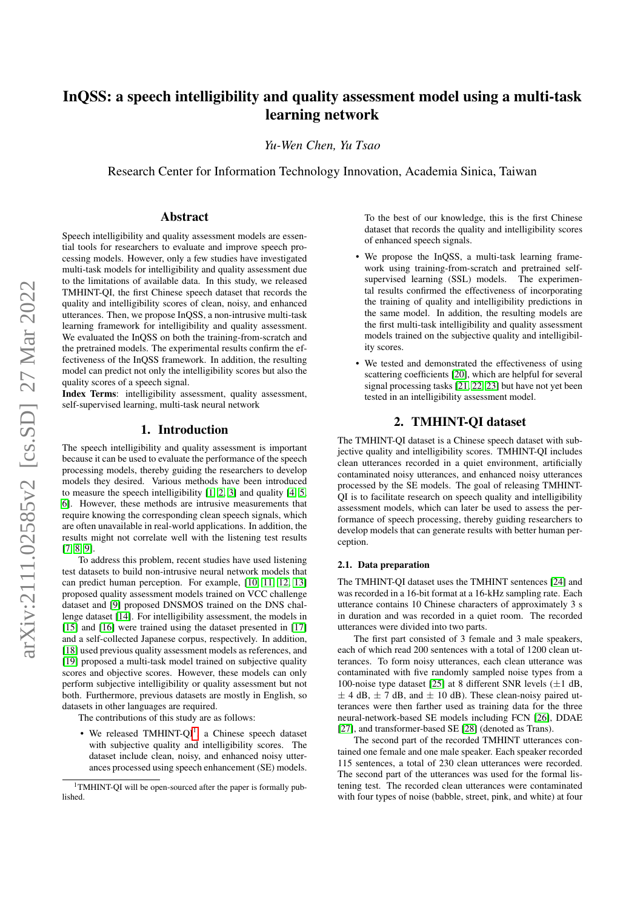# InQSS: a speech intelligibility and quality assessment model using a multi-task learning network

*Yu-Wen Chen, Yu Tsao*

Research Center for Information Technology Innovation, Academia Sinica, Taiwan

## Abstract

Speech intelligibility and quality assessment models are essential tools for researchers to evaluate and improve speech processing models. However, only a few studies have investigated multi-task models for intelligibility and quality assessment due to the limitations of available data. In this study, we released TMHINT-QI, the first Chinese speech dataset that records the quality and intelligibility scores of clean, noisy, and enhanced utterances. Then, we propose InQSS, a non-intrusive multi-task learning framework for intelligibility and quality assessment. We evaluated the InQSS on both the training-from-scratch and the pretrained models. The experimental results confirm the effectiveness of the InQSS framework. In addition, the resulting model can predict not only the intelligibility scores but also the quality scores of a speech signal.

**Index Terms**: intelligibility assessment, quality assessment, self-supervised learning, multi-task neural network

## 1. Introduction

The speech intelligibility and quality assessment is important because it can be used to evaluate the performance of the speech processing models, thereby guiding the researchers to develop models they desired. Various methods have been introduced to measure the speech intelligibility [1, 2, 3] and quality [4, 5, 6]. However, these methods are intrusive measurements that require knowing the corresponding clean speech signals, which are often unavailable in real-world applications. In addition, the results might not correlate well with the listening test results [7, 8, 9].

To address this problem, recent studies have used listening test datasets to build non-intrusive neural network models that can predict human perception. For example, [10, 11, 12, 13] proposed quality assessment models trained on VCC challenge dataset and [9] proposed DNSMOS trained on the DNS challenge dataset [14]. For intelligibility assessment, the models in [15] and [16] were trained using the dataset presented in [17] and a self-collected Japanese corpus, respectively. In addition, [18] used previous quality assessment models as references, and [19] proposed a multi-task model trained on subjective quality scores and objective scores. However, these models can only perform subjective intelligibility or quality assessment but not both. Furthermore, previous datasets are mostly in English, so datasets in other languages are required.

The contributions of this study are as follows:

- We released TMHINT-QI[1], a Chinese speech dataset with subjective quality and intelligibility scores. The dataset include clean, noisy, and enhanced noisy utterances processed using speech enhancement (SE) models. To the best of our knowledge, this is the first Chinese dataset that records the quality and intelligibility scores of enhanced speech signals.
- We propose the InQSS, a multi-task learning framework using training-from-scratch and pretrained self-supervised learning (SSL) models. The experimental results confirmed the effectiveness of incorporating the training of quality and intelligibility predictions in the same model. In addition, the resulting models are the first multi-task intelligibility and quality assessment models trained on the subjective quality and intelligibility scores.
- We tested and demonstrated the effectiveness of using scattering coefficients [20], which are helpful for several signal processing tasks [21, 22, 23] but have not yet been tested in an intelligibility assessment model.

[1] TMHINT-QI will be open-sourced after the paper is formally published.

## 2. TMHINT-QI dataset

The TMHINT-QI dataset is a Chinese speech dataset with subjective quality and intelligibility scores. TMHINT-QI includes clean utterances recorded in a quiet environment, artificially contaminated noisy utterances, and enhanced noisy utterances processed by the SE models. The goal of releasing TMHINT-QI is to facilitate research on speech quality and intelligibility assessment models, which can later be used to assess the performance of speech processing, thereby guiding researchers to develop models that can generate results with better human perception.

### 2.1. Data preparation

The TMHINT-QI dataset uses the TMHINT sentences [24] and was recorded in a 16-bit format at a 16-kHz sampling rate. Each utterance contains 10 Chinese characters of approximately 3 s in duration and was recorded in a quiet room. The recorded utterances were divided into two parts.

The first part consisted of 3 female and 3 male speakers, each of which read 200 sentences with a total of 1200 clean utterances. To form noisy utterances, each clean utterance was contaminated with five randomly sampled noise types from a 100-noise type dataset [25] at 8 different SNR levels (±1 dB, ± 4 dB, ± 7 dB, and ± 10 dB). These clean-noisy paired utterances were then farther used as training data for the three neural-network-based SE models including FCN [26], DDAE [27], and transformer-based SE [28] (denoted as Trans).

The second part of the recorded TMHINT utterances contained one female and one male speaker. Each speaker recorded 115 sentences, a total of 230 clean utterances were recorded. The second part of the utterances was used for the formal listening test. The recorded clean utterances were contaminated with four types of noise (babble, street, pink, and white) at four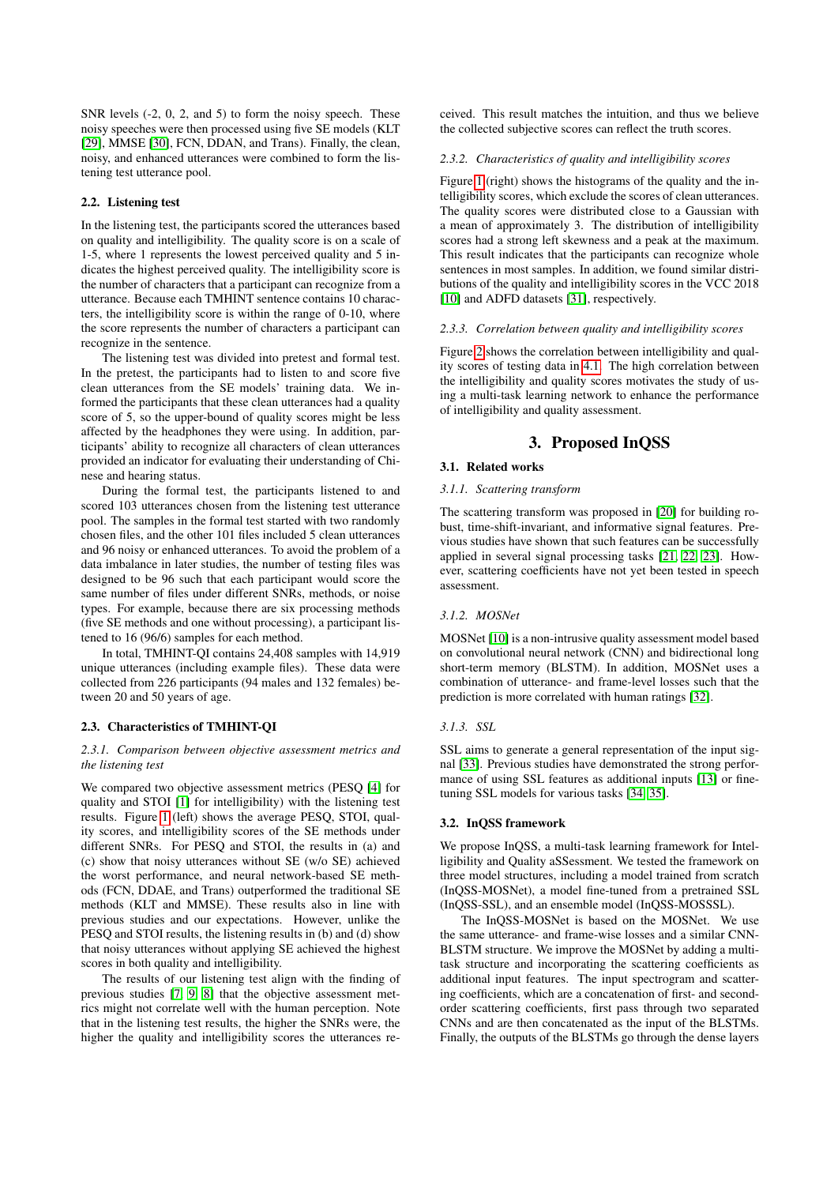SNR levels (-2, 0, 2, and 5) to form the noisy speech. These noisy speeches were then processed using five SE models (KLT [29], MMSE [30], FCN, DDAN, and Trans). Finally, the clean, noisy, and enhanced utterances were combined to form the listening test utterance pool.

### 2.2. Listening test

In the listening test, the participants scored the utterances based on quality and intelligibility. The quality score is on a scale of 1-5, where 1 represents the lowest perceived quality and 5 indicates the highest perceived quality. The intelligibility score is the number of characters that a participant can recognize from a utterance. Because each TMHINT sentence contains 10 characters, the intelligibility score is within the range of 0-10, where the score represents the number of characters a participant can recognize in the sentence.

The listening test was divided into pretest and formal test. In the pretest, the participants had to listen to and score five clean utterances from the SE models' training data. We informed the participants that these clean utterances had a quality score of 5, so the upper-bound of quality scores might be less affected by the headphones they were using. In addition, participants' ability to recognize all characters of clean utterances provided an indicator for evaluating their understanding of Chinese and hearing status.

During the formal test, the participants listened to and scored 103 utterances chosen from the listening test utterance pool. The samples in the formal test started with two randomly chosen files, and the other 101 files included 5 clean utterances and 96 noisy or enhanced utterances. To avoid the problem of a data imbalance in later studies, the number of testing files was designed to be 96 such that each participant would score the same number of files under different SNRs, methods, or noise types. For example, because there are six processing methods (five SE methods and one without processing), a participant listened to 16 (96/6) samples for each method.

In total, TMHINT-QI contains 24,408 samples with 14,919 unique utterances (including example files). These data were collected from 226 participants (94 males and 132 females) between 20 and 50 years of age.

### 2.3. Characteristics of TMHINT-QI

#### 2.3.1. Comparison between objective assessment metrics and the listening test

We compared two objective assessment metrics (PESQ [4] for quality and STOI [1] for intelligibility) with the listening test results. Figure 1 (left) shows the average PESQ, STOI, quality scores, and intelligibility scores of the SE methods under different SNRs. For PESQ and STOI, the results in (a) and (c) show that noisy utterances without SE (w/o SE) achieved the worst performance, and neural network-based SE methods (FCN, DDAE, and Trans) outperformed the traditional SE methods (KLT and MMSE). These results also in line with previous studies and our expectations. However, unlike the PESQ and STOI results, the listening results in (b) and (d) show that noisy utterances without applying SE achieved the highest scores in both quality and intelligibility.

The results of our listening test align with the finding of previous studies [7, 9, 8] that the objective assessment metrics might not correlate well with the human perception. Note that in the listening test results, the higher the SNRs were, the higher the quality and intelligibility scores the utterances received. This result matches the intuition, and thus we believe the collected subjective scores can reflect the truth scores.

#### 2.3.2. Characteristics of quality and intelligibility scores

Figure 1 (right) shows the histograms of the quality and the intelligibility scores, which exclude the scores of clean utterances. The quality scores were distributed close to a Gaussian with a mean of approximately 3. The distribution of intelligibility scores had a strong left skewness and a peak at the maximum. This result indicates that the participants can recognize whole sentences in most samples. In addition, we found similar distributions of the quality and intelligibility scores in the VCC 2018 [10] and ADFD datasets [31], respectively.

#### 2.3.3. Correlation between quality and intelligibility scores

Figure 2 shows the correlation between intelligibility and quality scores of testing data in 4.1. The high correlation between the intelligibility and quality scores motivates the study of using a multi-task learning network to enhance the performance of intelligibility and quality assessment.

## 3. Proposed InQSS

### 3.1. Related works

#### 3.1.1. Scattering transform

The scattering transform was proposed in [20] for building robust, time-shift-invariant, and informative signal features. Previous studies have shown that such features can be successfully applied in several signal processing tasks [21, 22, 23]. However, scattering coefficients have not yet been tested in speech assessment.

#### 3.1.2. MOSNet

MOSNet [10] is a non-intrusive quality assessment model based on convolutional neural network (CNN) and bidirectional long short-term memory (BLSTM). In addition, MOSNet uses a combination of utterance- and frame-level losses such that the prediction is more correlated with human ratings [32].

#### 3.1.3. SSL

SSL aims to generate a general representation of the input signal [33]. Previous studies have demonstrated the strong performance of using SSL features as additional inputs [13] or fine-tuning SSL models for various tasks [34, 35].

### 3.2. InQSS framework

We propose InQSS, a multi-task learning framework for Intelligibility and Quality aSSessment. We tested the framework on three model structures, including a model trained from scratch (InQSS-MOSNet), a model fine-tuned from a pretrained SSL (InQSS-SSL), and an ensemble model (InQSS-MOSSSL).

The InQSS-MOSNet is based on the MOSNet. We use the same utterance- and frame-wise losses and a similar CNN-BLSTM structure. We improve the MOSNet by adding a multi-task structure and incorporating the scattering coefficients as additional input features. The input spectrogram and scattering coefficients, which are a concatenation of first- and second-order scattering coefficients, first pass through two separated CNNs and are then concatenated as the input of the BLSTMs. Finally, the outputs of the BLSTMs go through the dense layers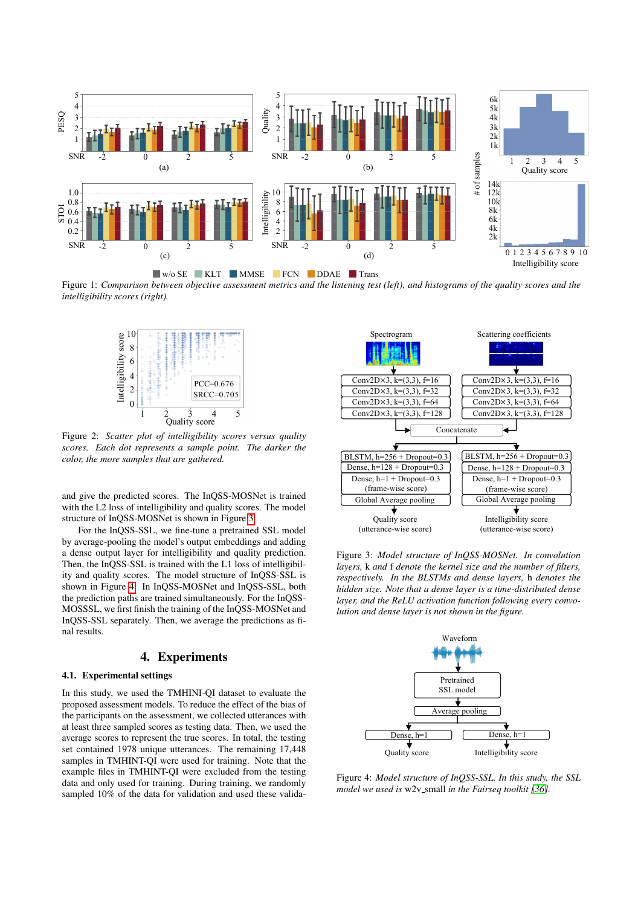Figure 1: *Comparison between objective assessment metrics and the listening test (left), and histograms of the quality scores and the intelligibility scores (right).*

Figure 2: *Scatter plot of intelligibility scores versus quality scores. Each dot represents a sample point. The darker the color, the more samples that are gathered.*

and give the predicted scores. The InQSS-MOSNet is trained with the L2 loss of intelligibility and quality scores. The model structure of InQSS-MOSNet is shown in Figure 3.

For the InQSS-SSL, we fine-tune a pretrained SSL model by average-pooling the model's output embeddings and adding a dense output layer for intelligibility and quality prediction. Then, the InQSS-SSL is trained with the L1 loss of intelligibility and quality scores. The model structure of InQSS-SSL is shown in Figure 4. In InQSS-MOSNet and InQSS-SSL, both the prediction paths are trained simultaneously. For the InQSS-MOSSSL, we first finish the training of the InQSS-MOSNet and InQSS-SSL separately. Then, we average the predictions as final results.

# 4. Experiments

## 4.1. Experimental settings

In this study, we used the TMHINI-QI dataset to evaluate the proposed assessment models. To reduce the effect of the bias of the participants on the assessment, we collected utterances with at least three sampled scores as testing data. Then, we used the average scores to represent the true scores. In total, the testing set contained 1978 unique utterances. The remaining 17,448 samples in TMHINT-QI were used for training. Note that the example files in TMHINT-QI were excluded from the testing data and only used for training. During training, we randomly sampled 10% of the data for validation and used these valida-

Figure 3: *Model structure of InQSS-MOSNet. In convolution layers,* k *and* f *denote the kernel size and the number of filters, respectively. In the BLSTMs and dense layers,* h *denotes the hidden size. Note that a dense layer is a time-distributed dense layer, and the ReLU activation function following every convolution and dense layer is not shown in the figure.*

Figure 4: *Model structure of InQSS-SSL. In this study, the SSL model we used is* w2v_small *in the Fairseq toolkit [36].*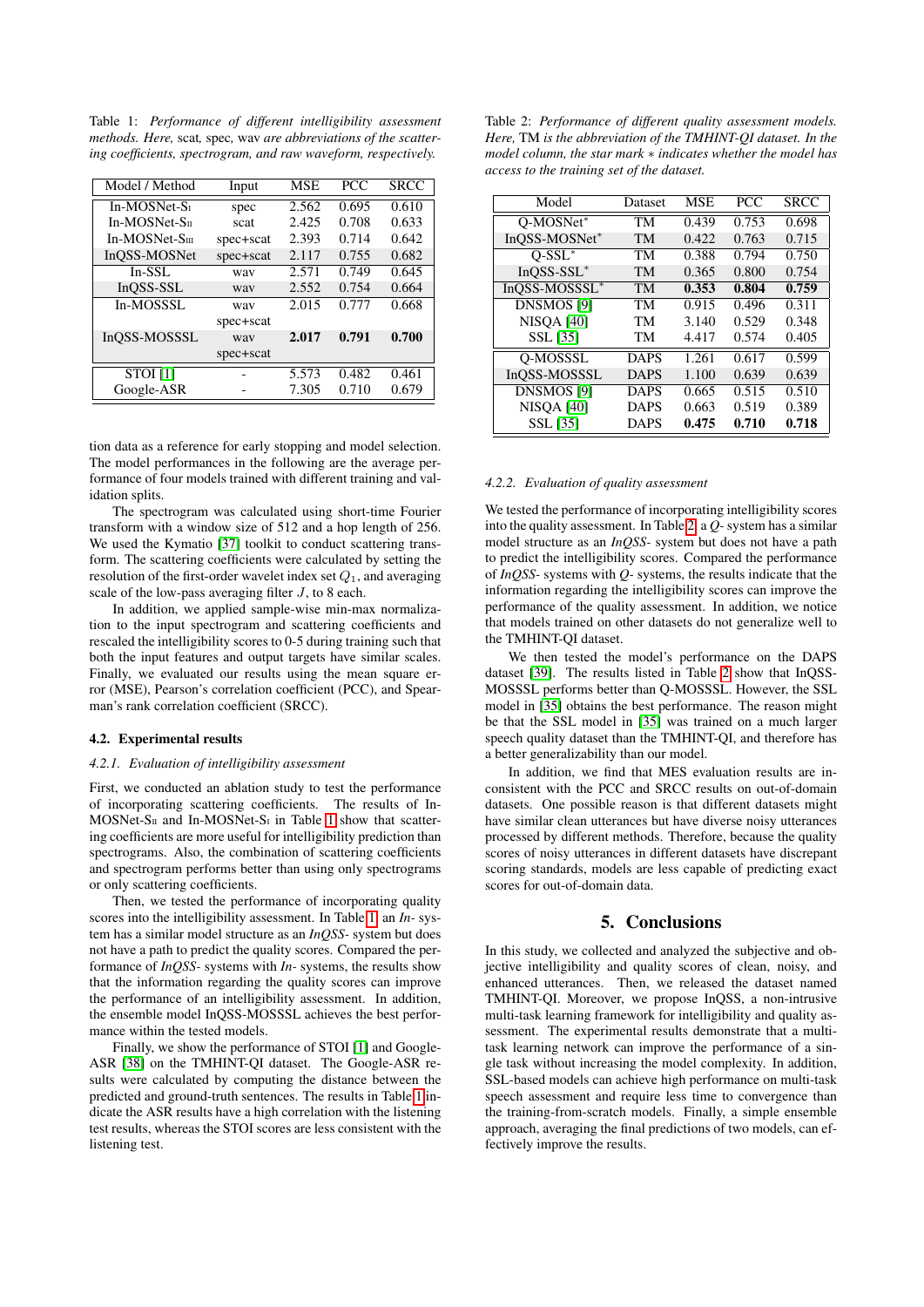Table 1: *Performance of different intelligibility assessment methods. Here,* scat*,* spec*,* wav *are abbreviations of the scattering coefficients, spectrogram, and raw waveform, respectively.*

| Model / Method | Input | MSE | PCC | SRCC |
|---|---|---|---|---|
| In-MOSNet-$S_I$ | spec | 2.562 | 0.695 | 0.610 |
| In-MOSNet-$S_{II}$ | scat | 2.425 | 0.708 | 0.633 |
| In-MOSNet-$S_{III}$ | spec+scat | 2.393 | 0.714 | 0.642 |
| InQSS-MOSNet | spec+scat | 2.117 | 0.755 | 0.682 |
| In-SSL | wav | 2.571 | 0.749 | 0.645 |
| InQSS-SSL | wav | 2.552 | 0.754 | 0.664 |
| In-MOSSSL | wav spec+scat | 2.015 | 0.777 | 0.668 |
| InQSS-MOSSSL | wav spec+scat | **2.017** | **0.791** | **0.700** |
| STOI [1] | - | 5.573 | 0.482 | 0.461 |
| Google-ASR | - | 7.305 | 0.710 | 0.679 |

tion data as a reference for early stopping and model selection. The model performances in the following are the average performance of four models trained with different training and validation splits.

The spectrogram was calculated using short-time Fourier transform with a window size of 512 and a hop length of 256. We used the Kymatio [37] toolkit to conduct scattering transform. The scattering coefficients were calculated by setting the resolution of the first-order wavelet index set $Q_1$, and averaging scale of the low-pass averaging filter $J$, to 8 each.

In addition, we applied sample-wise min-max normalization to the input spectrogram and scattering coefficients and rescaled the intelligibility scores to 0-5 during training such that both the input features and output targets have similar scales. Finally, we evaluated our results using the mean square error (MSE), Pearson's correlation coefficient (PCC), and Spearman's rank correlation coefficient (SRCC).

### 4.2. Experimental results

#### 4.2.1. Evaluation of intelligibility assessment

First, we conducted an ablation study to test the performance of incorporating scattering coefficients. The results of In-MOSNet-$S_{II}$ and In-MOSNet-$S_I$ in Table 1 show that scattering coefficients are more useful for intelligibility prediction than spectrograms. Also, the combination of scattering coefficients and spectrogram performs better than using only spectrograms or only scattering coefficients.

Then, we tested the performance of incorporating quality scores into the intelligibility assessment. In Table 1, an *In-* system has a similar model structure as an *InQSS-* system but does not have a path to predict the quality scores. Compared the performance of *InQSS-* systems with *In-* systems, the results show that the information regarding the quality scores can improve the performance of an intelligibility assessment. In addition, the ensemble model InQSS-MOSSSL achieves the best performance within the tested models.

Finally, we show the performance of STOI [1] and Google-ASR [38] on the TMHINT-QI dataset. The Google-ASR results were calculated by computing the distance between the predicted and ground-truth sentences. The results in Table 1 indicate the ASR results have a high correlation with the listening test results, whereas the STOI scores are less consistent with the listening test.

Table 2: *Performance of different quality assessment models. Here,* TM *is the abbreviation of the TMHINT-QI dataset. In the model column, the star mark* $*$ *indicates whether the model has access to the training set of the dataset.*

| Model | Dataset | MSE | PCC | SRCC |
|---|---|---|---|---|
| Q-MOSNet* | TM | 0.439 | 0.753 | 0.698 |
| InQSS-MOSNet* | TM | 0.422 | 0.763 | 0.715 |
| Q-SSL* | TM | 0.388 | 0.794 | 0.750 |
| InQSS-SSL* | TM | 0.365 | 0.800 | 0.754 |
| InQSS-MOSSSL* | TM | **0.353** | **0.804** | **0.759** |
| DNSMOS [9] | TM | 0.915 | 0.496 | 0.311 |
| NISQA [40] | TM | 3.140 | 0.529 | 0.348 |
| SSL [35] | TM | 4.417 | 0.574 | 0.405 |
| Q-MOSSSL | DAPS | 1.261 | 0.617 | 0.599 |
| InQSS-MOSSSL | DAPS | 1.100 | 0.639 | 0.639 |
| DNSMOS [9] | DAPS | 0.665 | 0.515 | 0.510 |
| NISQA [40] | DAPS | 0.663 | 0.519 | 0.389 |
| SSL [35] | DAPS | **0.475** | **0.710** | **0.718** |

#### 4.2.2. Evaluation of quality assessment

We tested the performance of incorporating intelligibility scores into the quality assessment. In Table 2, a *Q-* system has a similar model structure as an *InQSS-* system but does not have a path to predict the intelligibility scores. Compared the performance of *InQSS-* systems with *Q-* systems, the results indicate that the information regarding the intelligibility scores can improve the performance of the quality assessment. In addition, we notice that models trained on other datasets do not generalize well to the TMHINT-QI dataset.

We then tested the model's performance on the DAPS dataset [39]. The results listed in Table 2 show that InQSS-MOSSSL performs better than Q-MOSSSL. However, the SSL model in [35] obtains the best performance. The reason might be that the SSL model in [35] was trained on a much larger speech quality dataset than the TMHINT-QI, and therefore has a better generalizability than our model.

In addition, we find that MES evaluation results are inconsistent with the PCC and SRCC results on out-of-domain datasets. One possible reason is that different datasets might have similar clean utterances but have diverse noisy utterances processed by different methods. Therefore, because the quality scores of noisy utterances in different datasets have discrepant scoring standards, models are less capable of predicting exact scores for out-of-domain data.

## 5. Conclusions

In this study, we collected and analyzed the subjective and objective intelligibility and quality scores of clean, noisy, and enhanced utterances. Then, we released the dataset named TMHINT-QI. Moreover, we propose InQSS, a non-intrusive multi-task learning framework for intelligibility and quality assessment. The experimental results demonstrate that a multi-task learning network can improve the performance of a single task without increasing the model complexity. In addition, SSL-based models can achieve high performance on multi-task speech assessment and require less time to convergence than the training-from-scratch models. Finally, a simple ensemble approach, averaging the final predictions of two models, can effectively improve the results.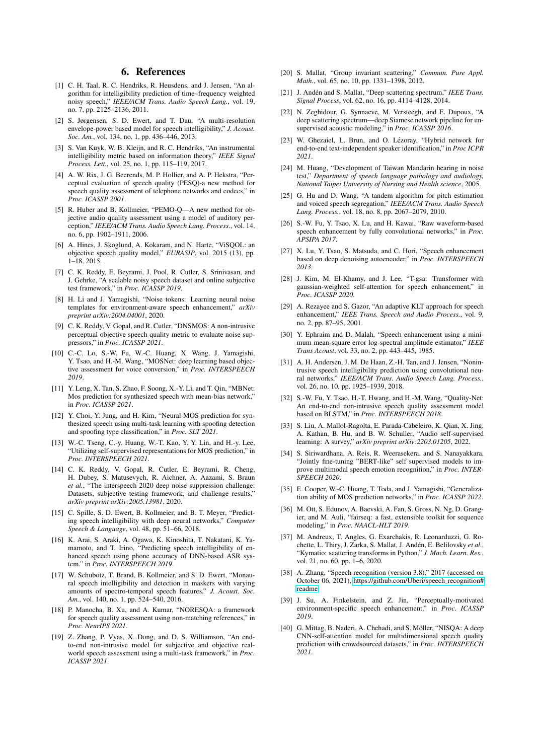## 6. References

[1] C. H. Taal, R. C. Hendriks, R. Heusdens, and J. Jensen, "An algorithm for intelligibility prediction of time–frequency weighted noisy speech," *IEEE/ACM Trans. Audio Speech Lang.*, vol. 19, no. 7, pp. 2125–2136, 2011.

[2] S. Jørgensen, S. D. Ewert, and T. Dau, "A multi-resolution envelope-power based model for speech intelligibility," *J. Acoust. Soc. Am.*, vol. 134, no. 1, pp. 436–446, 2013.

[3] S. Van Kuyk, W. B. Kleijn, and R. C. Hendriks, "An instrumental intelligibility metric based on information theory," *IEEE Signal Process. Lett.*, vol. 25, no. 1, pp. 115–119, 2017.

[4] A. W. Rix, J. G. Beerends, M. P. Hollier, and A. P. Hekstra, "Perceptual evaluation of speech quality (PESQ)-a new method for speech quality assessment of telephone networks and codecs," in *Proc. ICASSP 2001*.

[5] R. Huber and B. Kollmeier, "PEMO-Q—A new method for objective audio quality assessment using a model of auditory perception," *IEEE/ACM Trans. Audio Speech Lang. Process.*, vol. 14, no. 6, pp. 1902–1911, 2006.

[6] A. Hines, J. Skoglund, A. Kokaram, and N. Harte, "ViSQOL: an objective speech quality model," *EURASIP*, vol. 2015 (13), pp. 1–18, 2015.

[7] C. K. Reddy, E. Beyrami, J. Pool, R. Cutler, S. Srinivasan, and J. Gehrke, "A scalable noisy speech dataset and online subjective test framework," in *Proc. ICASSP 2019*.

[8] H. Li and J. Yamagishi, "Noise tokens: Learning neural noise templates for environment-aware speech enhancement," *arXiv preprint arXiv:2004.04001*, 2020.

[9] C. K. Reddy, V. Gopal, and R. Cutler, "DNSMOS: A non-intrusive perceptual objective speech quality metric to evaluate noise suppressors," in *Proc. ICASSP 2021*.

[10] C.-C. Lo, S.-W. Fu, W.-C. Huang, X. Wang, J. Yamagishi, Y. Tsao, and H.-M. Wang, "MOSNet: deep learning based objective assessment for voice conversion," in *Proc. INTERSPEECH 2019*.

[11] Y. Leng, X. Tan, S. Zhao, F. Soong, X.-Y. Li, and T. Qin, "MBNet: Mos prediction for synthesized speech with mean-bias network," in *Proc. ICASSP 2021*.

[12] Y. Choi, Y. Jung, and H. Kim, "Neural MOS prediction for synthesized speech using multi-task learning with spoofing detection and spoofing type classification," in *Proc. SLT 2021*.

[13] W.-C. Tseng, C.-y. Huang, W.-T. Kao, Y. Y. Lin, and H.-y. Lee, "Utilizing self-supervised representations for MOS prediction," in *Proc. INTERSPEECH 2021*.

[14] C. K. Reddy, V. Gopal, R. Cutler, E. Beyrami, R. Cheng, H. Dubey, S. Matusevych, R. Aichner, A. Aazami, S. Braun *et al.*, "The interspeech 2020 deep noise suppression challenge: Datasets, subjective testing framework, and challenge results," *arXiv preprint arXiv:2005.13981*, 2020.

[15] C. Spille, S. D. Ewert, B. Kollmeier, and B. T. Meyer, "Predicting speech intelligibility with deep neural networks," *Computer Speech & Language*, vol. 48, pp. 51–66, 2018.

[16] K. Arai, S. Araki, A. Ogawa, K. Kinoshita, T. Nakatani, K. Yamamoto, and T. Irino, "Predicting speech intelligibility of enhanced speech using phone accuracy of DNN-based ASR system." in *Proc. INTERSPEECH 2019*.

[17] W. Schubotz, T. Brand, B. Kollmeier, and S. D. Ewert, "Monaural speech intelligibility and detection in maskers with varying amounts of spectro-temporal speech features," *J. Acoust. Soc. Am.*, vol. 140, no. 1, pp. 524–540, 2016.

[18] P. Manocha, B. Xu, and A. Kumar, "NORESQA: A framework for speech quality assessment using non-matching references," in *Proc. NeurIPS 2021*.

[19] Z. Zhang, P. Vyas, X. Dong, and D. S. Williamson, "An end-to-end non-intrusive model for subjective and objective real-world speech assessment using a multi-task framework," in *Proc. ICASSP 2021*.

[20] S. Mallat, "Group invariant scattering," *Commun. Pure Appl. Math.*, vol. 65, no. 10, pp. 1331–1398, 2012.

[21] J. Andén and S. Mallat, "Deep scattering spectrum," *IEEE Trans. Signal Process*, vol. 62, no. 16, pp. 4114–4128, 2014.

[22] N. Zeghidour, G. Synnaeve, M. Versteegh, and E. Dupoux, "A deep scattering spectrum—deep Siamese network pipeline for unsupervised acoustic modeling," in *Proc. ICASSP 2016*.

[23] W. Ghezaiel, L. Brun, and O. Lézoray, "Hybrid network for end-to-end text-independent speaker identification," in *Proc ICPR 2021*.

[24] M. Huang, "Development of Taiwan Mandarin hearing in noise test," *Department of speech language pathology and audiology, National Taipei University of Nursing and Health science*, 2005.

[25] G. Hu and D. Wang, "A tandem algorithm for pitch estimation and voiced speech segregation," *IEEE/ACM Trans. Audio Speech Lang. Process.*, vol. 18, no. 8, pp. 2067–2079, 2010.

[26] S.-W. Fu, Y. Tsao, X. Lu, and H. Kawai, "Raw waveform-based speech enhancement by fully convolutional networks," in *Proc. APSIPA 2017*.

[27] X. Lu, Y. Tsao, S. Matsuda, and C. Hori, "Speech enhancement based on deep denoising autoencoder," in *Proc. INTERSPEECH 2013*.

[28] J. Kim, M. El-Khamy, and J. Lee, "T-gsa: Transformer with gaussian-weighted self-attention for speech enhancement," in *Proc. ICASSP 2020*.

[29] A. Rezayee and S. Gazor, "An adaptive KLT approach for speech enhancement," *IEEE Trans. Speech and Audio Process.*, vol. 9, no. 2, pp. 87–95, 2001.

[30] Y. Ephraim and D. Malah, "Speech enhancement using a minimum mean-square error log-spectral amplitude estimator," *IEEE Trans Acoust*, vol. 33, no. 2, pp. 443–445, 1985.

[31] A. H. Andersen, J. M. De Haan, Z.-H. Tan, and J. Jensen, "Nonintrusive speech intelligibility prediction using convolutional neural networks," *IEEE/ACM Trans. Audio Speech Lang. Process.*, vol. 26, no. 10, pp. 1925–1939, 2018.

[32] S.-W. Fu, Y. Tsao, H.-T. Hwang, and H.-M. Wang, "Quality-Net: An end-to-end non-intrusive speech quality assessment model based on BLSTM," in *Proc. INTERSPEECH 2018*.

[33] S. Liu, A. Mallol-Ragolta, E. Parada-Cabeleiro, K. Qian, X. Jing, A. Kathan, B. Hu, and B. W. Schuller, "Audio self-supervised learning: A survey," *arXiv preprint arXiv:2203.01205*, 2022.

[34] S. Siriwardhana, A. Reis, R. Weerasekera, and S. Nanayakkara, "Jointly fine-tuning "BERT-like" self supervised models to improve multimodal speech emotion recognition," in *Proc. INTERSPEECH 2020*.

[35] E. Cooper, W.-C. Huang, T. Toda, and J. Yamagishi, "Generalization ability of MOS prediction networks," in *Proc. ICASSP 2022*.

[36] M. Ott, S. Edunov, A. Baevski, A. Fan, S. Gross, N. Ng, D. Grangier, and M. Auli, "fairseq: a fast, extensible toolkit for sequence modeling," in *Proc. NAACL-HLT 2019*.

[37] M. Andreux, T. Angles, G. Exarchakis, R. Leonarduzzi, G. Rochette, L. Thiry, J. Zarka, S. Mallat, J. Andén, E. Belilovsky *et al.*, "Kymatio: scattering transforms in Python," *J. Mach. Learn. Res.*, vol. 21, no. 60, pp. 1–6, 2020.

[38] A. Zhang, "Speech recognition (version 3.8)," 2017 (accessed on October 06, 2021), https://github.com/Uberi/speech_recognition#readme.

[39] J. Su, A. Finkelstein, and Z. Jin, "Perceptually-motivated environment-specific speech enhancement," in *Proc. ICASSP 2019*.

[40] G. Mittag, B. Naderi, A. Chehadi, and S. Möller, "NISQA: A deep CNN-self-attention model for multidimensional speech quality prediction with crowdsourced datasets," in *Proc. INTERSPEECH 2021*.